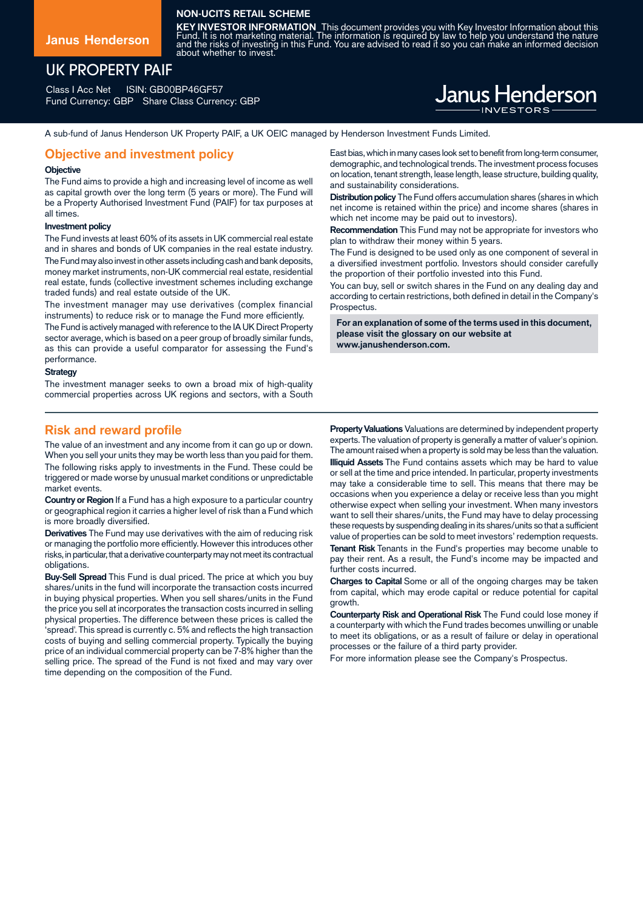**NON-UCITS RETAIL SCHEME**

**KEY INVESTOR INFORMATION** This document provides you with Key Investor Information about this Fund. It is not marketing material. The information is required by law to help you understand the nature and the risks of investing in this Fund. You are advised to read it so you can make an informed decision about whether to invest.

Janus Henderson

# UK PROPERTY PAIF

Class I Acc Net ISIN: GB00BP46GF57

Fund Currency: GBP Share Class Currency: GBP

Janus Henderson INVESTORS

A sub-fund of Janus Henderson UK Property PAIF, a UK OEIC managed by Henderson Investment Funds Limited.

## Objective and investment policy

### Objective

The Fund aims to provide a high and increasing level of income as well as capital growth over the long term (5 years or more). The Fund will be a Property Authorised Investment Fund (PAIF) for tax purposes at all times.

### Investment policy

The Fund invests at least 60% of its assets in UK commercial real estate and in shares and bonds of UK companies in the real estate industry.

The Fund may also invest in other assets including cash and bank deposits, money market instruments, non-UK commercial real estate, residential real estate, funds (collective investment schemes including exchange traded funds) and real estate outside of the UK.

The investment manager may use derivatives (complex financial instruments) to reduce risk or to manage the Fund more efficiently.

The Fund is actively managed with reference to the IA UK Direct Property sector average, which is based on a peer group of broadly similar funds, as this can provide a useful comparator for assessing the Fund's performance.

### Strategy

The investment manager seeks to own a broad mix of high-quality commercial properties across UK regions and sectors, with a South East bias, which in many cases look set to benefit from long-term consumer, demographic, and technological trends. The investment process focuses on location, tenant strength, lease length, lease structure, building quality, and sustainability considerations.

**Distribution policy** The Fund offers accumulation shares (shares in which net income is retained within the price) and income shares (shares in which net income may be paid out to investors).

**Recommendation** This Fund may not be appropriate for investors who plan to withdraw their money within 5 years.

The Fund is designed to be used only as one component of several in a diversified investment portfolio. Investors should consider carefully the proportion of their portfolio invested into this Fund.

You can buy, sell or switch shares in the Fund on any dealing day and according to certain restrictions, both defined in detail in the Company's Prospectus.

**For an explanation of some of the terms used in this document, please visit the glossary on our website at www.janushenderson.com.**

## Risk and reward profile

The value of an investment and any income from it can go up or down. When you sell your units they may be worth less than you paid for them.

The following risks apply to investments in the Fund. These could be triggered or made worse by unusual market conditions or unpredictable market events.

**Country or Region** If a Fund has a high exposure to a particular country or geographical region it carries a higher level of risk than a Fund which is more broadly diversified.

**Derivatives** The Fund may use derivatives with the aim of reducing risk or managing the portfolio more efficiently. However this introduces other risks, in particular, that a derivative counterparty may not meet its contractual obligations.

**Buy-Sell Spread** This Fund is dual priced. The price at which you buy shares/units in the fund will incorporate the transaction costs incurred in buying physical properties. When you sell shares/units in the Fund the price you sell at incorporates the transaction costs incurred in selling physical properties. The difference between these prices is called the 'spread'. This spread is currently c. 5% and reflects the high transaction costs of buying and selling commercial property. Typically the buying price of an individual commercial property can be 7-8% higher than the selling price. The spread of the Fund is not fixed and may vary over time depending on the composition of the Fund.

**Property Valuations** Valuations are determined by independent property experts. The valuation of property is generally a matter of valuer's opinion. The amount raised when a property is sold may be less than the valuation.

**Illiquid Assets** The Fund contains assets which may be hard to value or sell at the time and price intended. In particular, property investments may take a considerable time to sell. This means that there may be occasions when you experience a delay or receive less than you might otherwise expect when selling your investment. When many investors want to sell their shares/units, the Fund may have to delay processing these requests by suspending dealing in its shares/units so that a sufficient value of properties can be sold to meet investors' redemption requests.

**Tenant Risk** Tenants in the Fund's properties may become unable to pay their rent. As a result, the Fund's income may be impacted and further costs incurred.

**Charges to Capital** Some or all of the ongoing charges may be taken from capital, which may erode capital or reduce potential for capital growth.

**Counterparty Risk and Operational Risk** The Fund could lose money if a counterparty with which the Fund trades becomes unwilling or unable to meet its obligations, or as a result of failure or delay in operational processes or the failure of a third party provider.

For more information please see the Company's Prospectus.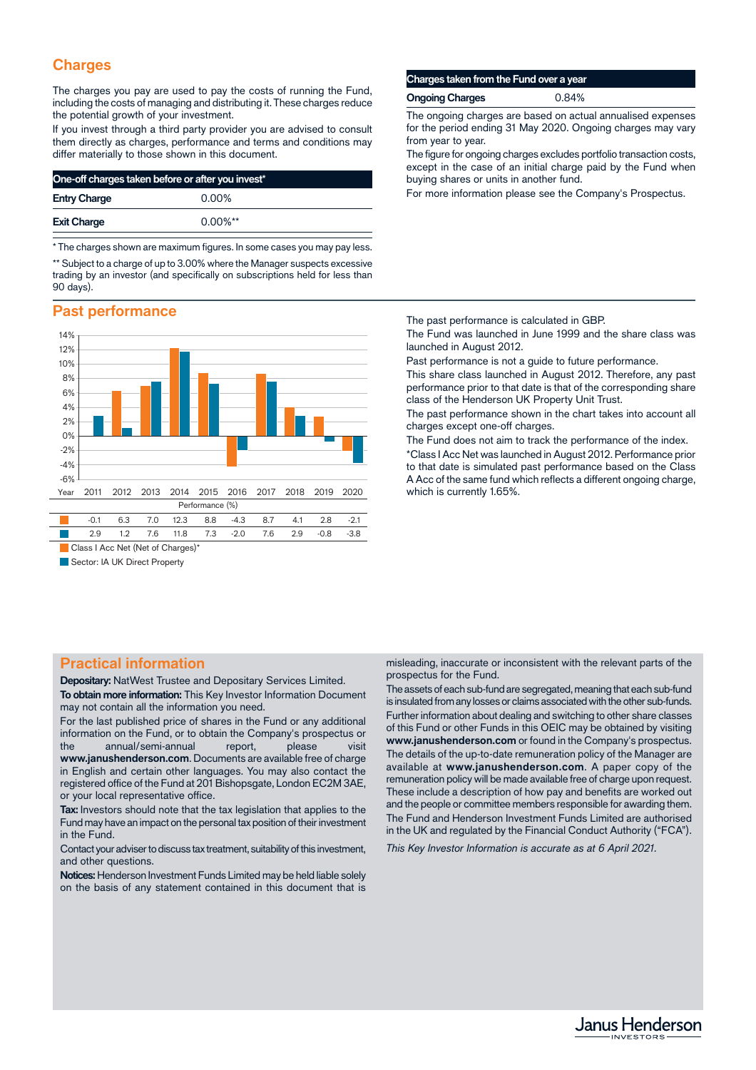## Charges

The charges you pay are used to pay the costs of running the Fund, including the costs of managing and distributing it. These charges reduce the potential growth of your investment.

If you invest through a third party provider you are advised to consult them directly as charges, performance and terms and conditions may differ materially to those shown in this document.

| One-off charges taken before or after you invest* | |
|---|---|
| **Entry Charge** | 0.00% |
| **Exit Charge** | 0.00%** |

\* The charges shown are maximum figures. In some cases you may pay less.

** Subject to a charge of up to 3.00% where the Manager suspects excessive trading by an investor (and specifically on subscriptions held for less than 90 days).

| Charges taken from the Fund over a year | |
|---|---|
| **Ongoing Charges** | 0.84% |

The ongoing charges are based on actual annualised expenses for the period ending 31 May 2020. Ongoing charges may vary from year to year.

The figure for ongoing charges excludes portfolio transaction costs, except in the case of an initial charge paid by the Fund when buying shares or units in another fund.

For more information please see the Company's Prospectus.

## Past performance

14%
12%
10%
8%
6%
4%
2%
0%
-2%
-4%
-6%

Year 2011 2012 2013 2014 2015 2016 2017 2018 2019 2020

Performance (%)

-0.1 6.3 7.0 12.3 8.8 -4.3 8.7 4.1 2.8 -2.1

2.9 1.2 7.6 11.8 7.3 -2.0 7.6 2.9 -0.8 -3.8

Class I Acc Net (Net of Charges)*

Sector: IA UK Direct Property

The past performance is calculated in GBP.

The Fund was launched in June 1999 and the share class was launched in August 2012.

Past performance is not a guide to future performance.

This share class launched in August 2012. Therefore, any past performance prior to that date is that of the corresponding share class of the Henderson UK Property Unit Trust.

The past performance shown in the chart takes into account all charges except one-off charges.

The Fund does not aim to track the performance of the index.

*Class I Acc Net was launched in August 2012. Performance prior to that date is simulated past performance based on the Class A Acc of the same fund which reflects a different ongoing charge, which is currently 1.65%.

## Practical information

**Depositary:** NatWest Trustee and Depositary Services Limited.

**To obtain more information:** This Key Investor Information Document may not contain all the information you need.

For the last published price of shares in the Fund or any additional information on the Fund, or to obtain the Company's prospectus or the annual/semi-annual report, please visit **www.janushenderson.com**. Documents are available free of charge in English and certain other languages. You may also contact the registered office of the Fund at 201 Bishopsgate, London EC2M 3AE, or your local representative office.

**Tax:** Investors should note that the tax legislation that applies to the Fund may have an impact on the personal tax position of their investment in the Fund.

Contact your adviser to discuss tax treatment, suitability of this investment, and other questions.

**Notices:** Henderson Investment Funds Limited may be held liable solely on the basis of any statement contained in this document that is misleading, inaccurate or inconsistent with the relevant parts of the prospectus for the Fund.

The assets of each sub-fund are segregated, meaning that each sub-fund is insulated from any losses or claims associated with the other sub-funds.

Further information about dealing and switching to other share classes of this Fund or other Funds in this OEIC may be obtained by visiting **www.janushenderson.com** or found in the Company's prospectus.

The details of the up-to-date remuneration policy of the Manager are available at **www.janushenderson.com**. A paper copy of the remuneration policy will be made available free of charge upon request. These include a description of how pay and benefits are worked out and the people or committee members responsible for awarding them.

The Fund and Henderson Investment Funds Limited are authorised in the UK and regulated by the Financial Conduct Authority ("FCA").

*This Key Investor Information is accurate as at 6 April 2021.*